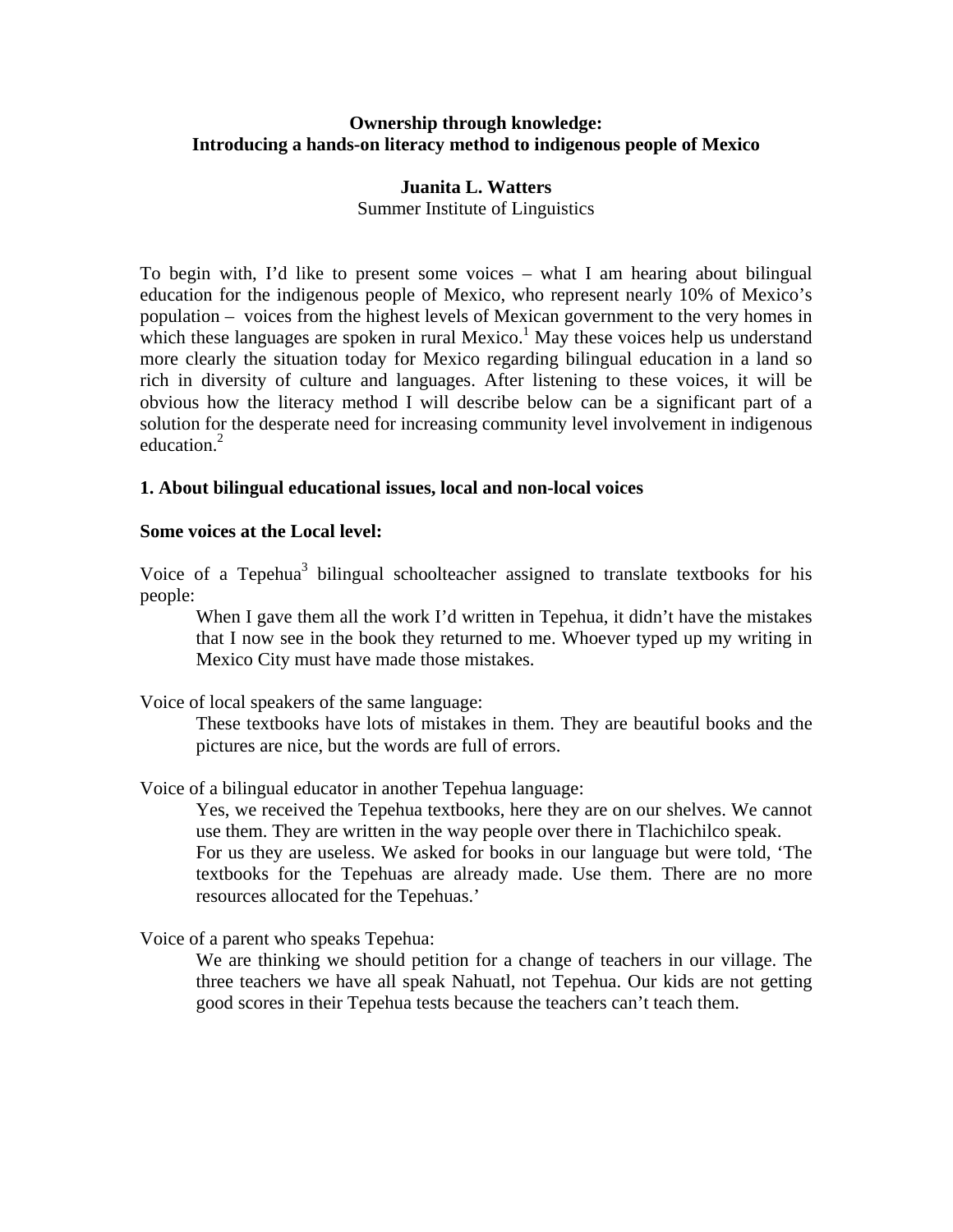# Ownership through knowledge:
# Introducing a hands-on literacy method to indigenous people of Mexico

**Juanita L. Watters**
Summer Institute of Linguistics

To begin with, I'd like to present some voices – what I am hearing about bilingual education for the indigenous people of Mexico, who represent nearly 10% of Mexico's population – voices from the highest levels of Mexican government to the very homes in which these languages are spoken in rural Mexico.[1] May these voices help us understand more clearly the situation today for Mexico regarding bilingual education in a land so rich in diversity of culture and languages. After listening to these voices, it will be obvious how the literacy method I will describe below can be a significant part of a solution for the desperate need for increasing community level involvement in indigenous education.[2]

## 1. About bilingual educational issues, local and non-local voices

### Some voices at the Local level:

Voice of a Tepehua[3] bilingual schoolteacher assigned to translate textbooks for his people:

> When I gave them all the work I'd written in Tepehua, it didn't have the mistakes that I now see in the book they returned to me. Whoever typed up my writing in Mexico City must have made those mistakes.

Voice of local speakers of the same language:

> These textbooks have lots of mistakes in them. They are beautiful books and the pictures are nice, but the words are full of errors.

Voice of a bilingual educator in another Tepehua language:

> Yes, we received the Tepehua textbooks, here they are on our shelves. We cannot use them. They are written in the way people over there in Tlachichilco speak.
> For us they are useless. We asked for books in our language but were told, 'The textbooks for the Tepehuas are already made. Use them. There are no more resources allocated for the Tepehuas.'

Voice of a parent who speaks Tepehua:

> We are thinking we should petition for a change of teachers in our village. The three teachers we have all speak Nahuatl, not Tepehua. Our kids are not getting good scores in their Tepehua tests because the teachers can't teach them.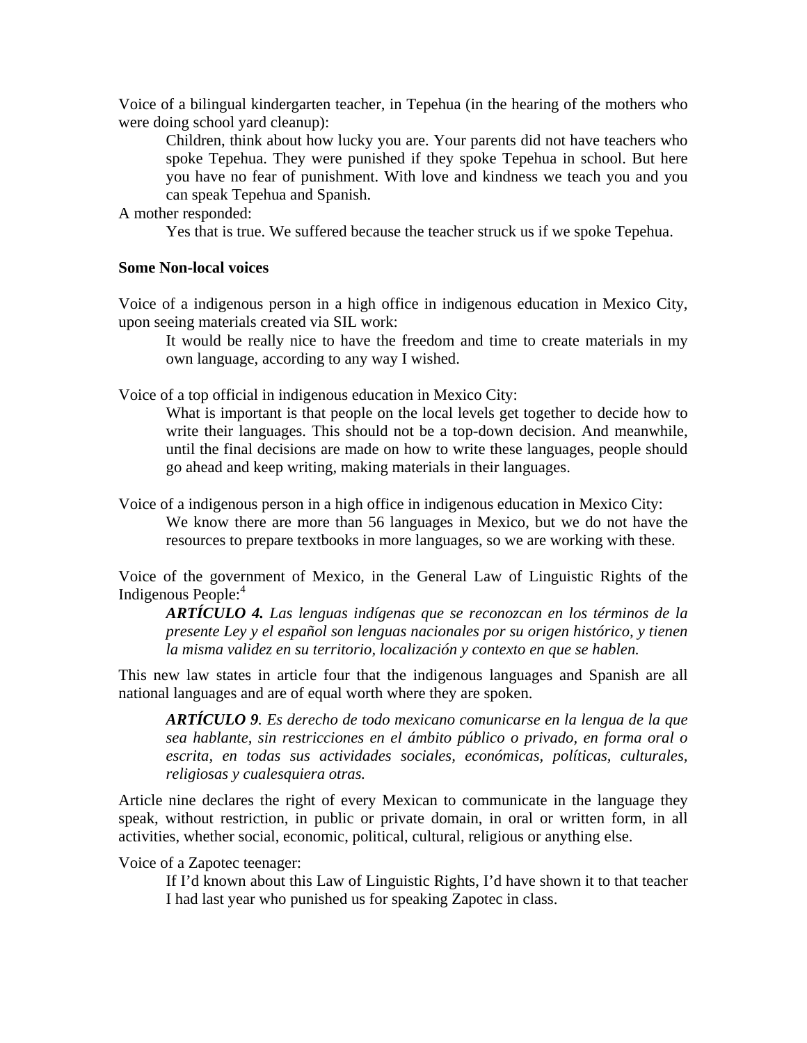Voice of a bilingual kindergarten teacher, in Tepehua (in the hearing of the mothers who were doing school yard cleanup):

> Children, think about how lucky you are. Your parents did not have teachers who spoke Tepehua. They were punished if they spoke Tepehua in school. But here you have no fear of punishment. With love and kindness we teach you and you can speak Tepehua and Spanish.

A mother responded:

> Yes that is true. We suffered because the teacher struck us if we spoke Tepehua.

**Some Non-local voices**

Voice of a indigenous person in a high office in indigenous education in Mexico City, upon seeing materials created via SIL work:

> It would be really nice to have the freedom and time to create materials in my own language, according to any way I wished.

Voice of a top official in indigenous education in Mexico City:

> What is important is that people on the local levels get together to decide how to write their languages. This should not be a top-down decision. And meanwhile, until the final decisions are made on how to write these languages, people should go ahead and keep writing, making materials in their languages.

Voice of a indigenous person in a high office in indigenous education in Mexico City:

> We know there are more than 56 languages in Mexico, but we do not have the resources to prepare textbooks in more languages, so we are working with these.

Voice of the government of Mexico, in the General Law of Linguistic Rights of the Indigenous People:[4]

> ***ARTÍCULO 4.*** *Las lenguas indígenas que se reconozcan en los términos de la presente Ley y el español son lenguas nacionales por su origen histórico, y tienen la misma validez en su territorio, localización y contexto en que se hablen.*

This new law states in article four that the indigenous languages and Spanish are all national languages and are of equal worth where they are spoken.

> ***ARTÍCULO 9****. Es derecho de todo mexicano comunicarse en la lengua de la que sea hablante, sin restricciones en el ámbito público o privado, en forma oral o escrita, en todas sus actividades sociales, económicas, políticas, culturales, religiosas y cualesquiera otras.*

Article nine declares the right of every Mexican to communicate in the language they speak, without restriction, in public or private domain, in oral or written form, in all activities, whether social, economic, political, cultural, religious or anything else.

Voice of a Zapotec teenager:

> If I'd known about this Law of Linguistic Rights, I'd have shown it to that teacher I had last year who punished us for speaking Zapotec in class.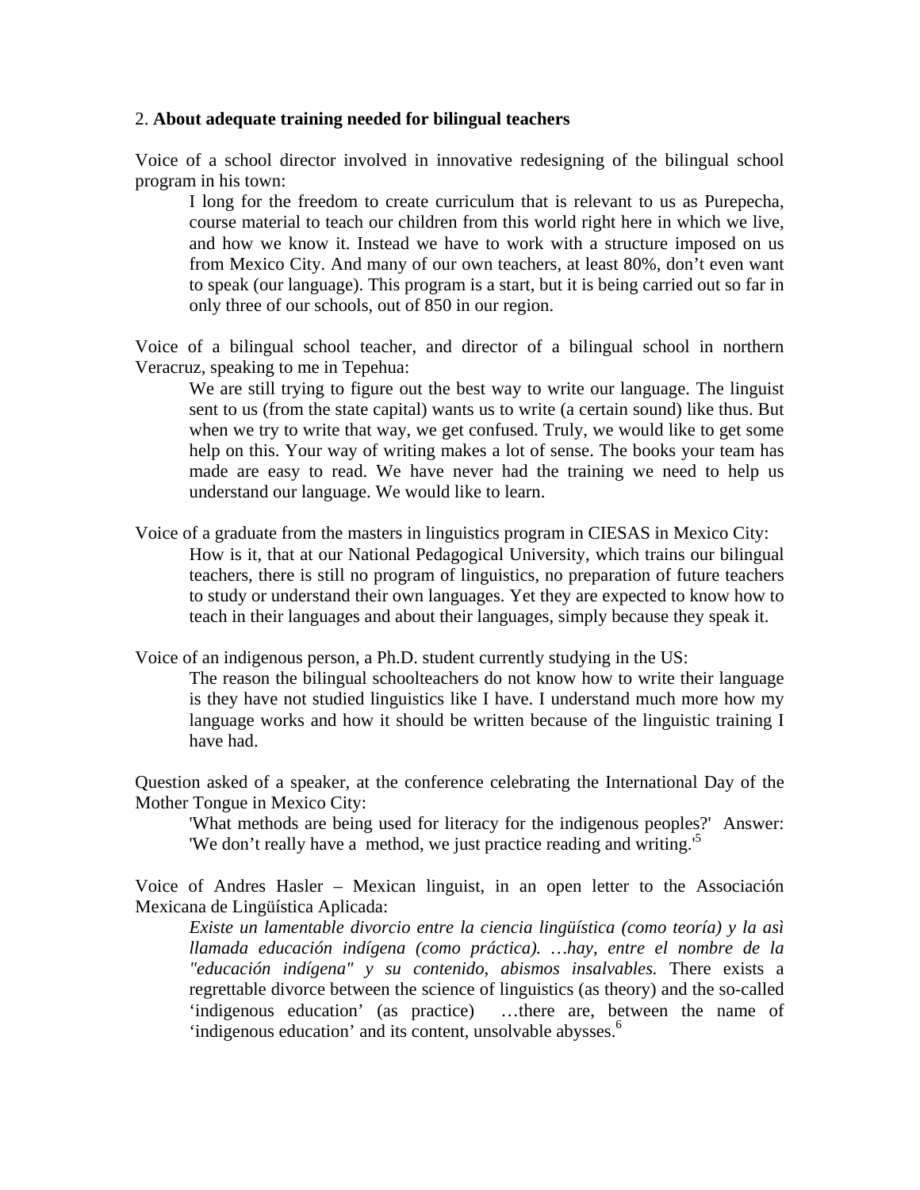2. **About adequate training needed for bilingual teachers**

Voice of a school director involved in innovative redesigning of the bilingual school program in his town:

> I long for the freedom to create curriculum that is relevant to us as Purepecha, course material to teach our children from this world right here in which we live, and how we know it. Instead we have to work with a structure imposed on us from Mexico City. And many of our own teachers, at least 80%, don't even want to speak (our language). This program is a start, but it is being carried out so far in only three of our schools, out of 850 in our region.

Voice of a bilingual school teacher, and director of a bilingual school in northern Veracruz, speaking to me in Tepehua:

> We are still trying to figure out the best way to write our language. The linguist sent to us (from the state capital) wants us to write (a certain sound) like thus. But when we try to write that way, we get confused. Truly, we would like to get some help on this. Your way of writing makes a lot of sense. The books your team has made are easy to read. We have never had the training we need to help us understand our language. We would like to learn.

Voice of a graduate from the masters in linguistics program in CIESAS in Mexico City:

> How is it, that at our National Pedagogical University, which trains our bilingual teachers, there is still no program of linguistics, no preparation of future teachers to study or understand their own languages. Yet they are expected to know how to teach in their languages and about their languages, simply because they speak it.

Voice of an indigenous person, a Ph.D. student currently studying in the US:

> The reason the bilingual schoolteachers do not know how to write their language is they have not studied linguistics like I have. I understand much more how my language works and how it should be written because of the linguistic training I have had.

Question asked of a speaker, at the conference celebrating the International Day of the Mother Tongue in Mexico City:

> 'What methods are being used for literacy for the indigenous peoples?' Answer: 'We don't really have a method, we just practice reading and writing.'[5]

Voice of Andres Hasler – Mexican linguist, in an open letter to the Associación Mexicana de Lingüística Aplicada:

> *Existe un lamentable divorcio entre la ciencia lingüística (como teoría) y la asì llamada educación indígena (como práctica). …hay, entre el nombre de la "educación indígena" y su contenido, abismos insalvables.* There exists a regrettable divorce between the science of linguistics (as theory) and the so-called 'indigenous education' (as practice) …there are, between the name of 'indigenous education' and its content, unsolvable abysses.[6]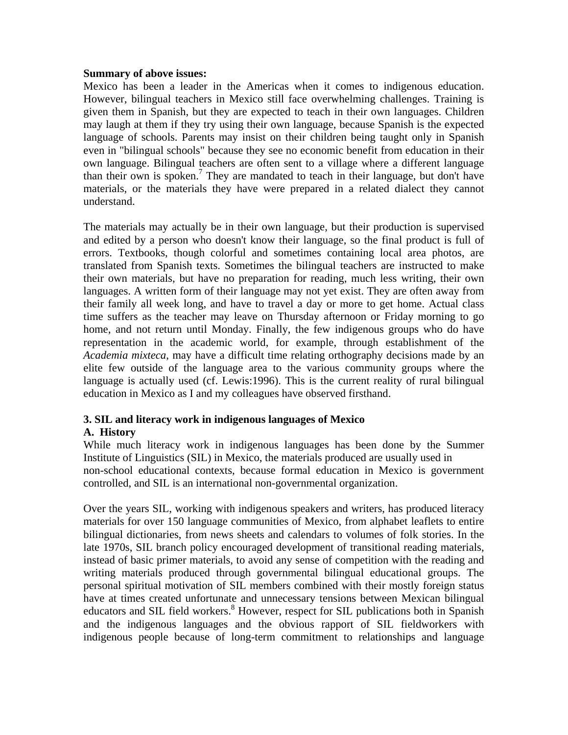**Summary of above issues:**

Mexico has been a leader in the Americas when it comes to indigenous education. However, bilingual teachers in Mexico still face overwhelming challenges. Training is given them in Spanish, but they are expected to teach in their own languages. Children may laugh at them if they try using their own language, because Spanish is the expected language of schools. Parents may insist on their children being taught only in Spanish even in "bilingual schools" because they see no economic benefit from education in their own language. Bilingual teachers are often sent to a village where a different language than their own is spoken.[7] They are mandated to teach in their language, but don't have materials, or the materials they have were prepared in a related dialect they cannot understand.

The materials may actually be in their own language, but their production is supervised and edited by a person who doesn't know their language, so the final product is full of errors. Textbooks, though colorful and sometimes containing local area photos, are translated from Spanish texts. Sometimes the bilingual teachers are instructed to make their own materials, but have no preparation for reading, much less writing, their own languages. A written form of their language may not yet exist. They are often away from their family all week long, and have to travel a day or more to get home. Actual class time suffers as the teacher may leave on Thursday afternoon or Friday morning to go home, and not return until Monday. Finally, the few indigenous groups who do have representation in the academic world, for example, through establishment of the *Academia mixteca*, may have a difficult time relating orthography decisions made by an elite few outside of the language area to the various community groups where the language is actually used (cf. Lewis:1996). This is the current reality of rural bilingual education in Mexico as I and my colleagues have observed firsthand.

## 3. SIL and literacy work in indigenous languages of Mexico

### A. History

While much literacy work in indigenous languages has been done by the Summer Institute of Linguistics (SIL) in Mexico, the materials produced are usually used in non-school educational contexts, because formal education in Mexico is government controlled, and SIL is an international non-governmental organization.

Over the years SIL, working with indigenous speakers and writers, has produced literacy materials for over 150 language communities of Mexico, from alphabet leaflets to entire bilingual dictionaries, from news sheets and calendars to volumes of folk stories. In the late 1970s, SIL branch policy encouraged development of transitional reading materials, instead of basic primer materials, to avoid any sense of competition with the reading and writing materials produced through governmental bilingual educational groups. The personal spiritual motivation of SIL members combined with their mostly foreign status have at times created unfortunate and unnecessary tensions between Mexican bilingual educators and SIL field workers.[8] However, respect for SIL publications both in Spanish and the indigenous languages and the obvious rapport of SIL fieldworkers with indigenous people because of long-term commitment to relationships and language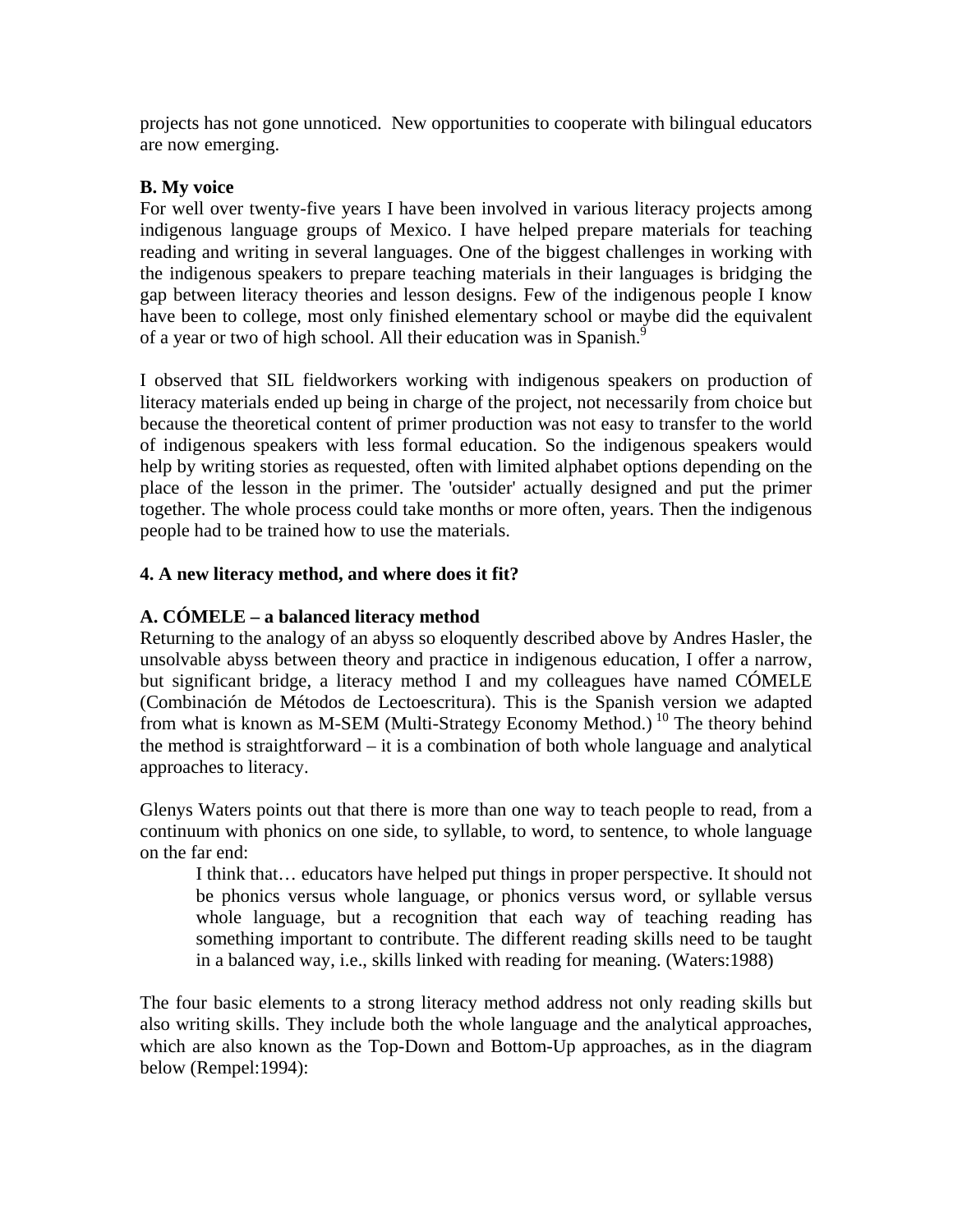projects has not gone unnoticed. New opportunities to cooperate with bilingual educators are now emerging.

### B. My voice

For well over twenty-five years I have been involved in various literacy projects among indigenous language groups of Mexico. I have helped prepare materials for teaching reading and writing in several languages. One of the biggest challenges in working with the indigenous speakers to prepare teaching materials in their languages is bridging the gap between literacy theories and lesson designs. Few of the indigenous people I know have been to college, most only finished elementary school or maybe did the equivalent of a year or two of high school. All their education was in Spanish.[9]

I observed that SIL fieldworkers working with indigenous speakers on production of literacy materials ended up being in charge of the project, not necessarily from choice but because the theoretical content of primer production was not easy to transfer to the world of indigenous speakers with less formal education. So the indigenous speakers would help by writing stories as requested, often with limited alphabet options depending on the place of the lesson in the primer. The 'outsider' actually designed and put the primer together. The whole process could take months or more often, years. Then the indigenous people had to be trained how to use the materials.

## 4. A new literacy method, and where does it fit?

### A. CÓMELE – a balanced literacy method

Returning to the analogy of an abyss so eloquently described above by Andres Hasler, the unsolvable abyss between theory and practice in indigenous education, I offer a narrow, but significant bridge, a literacy method I and my colleagues have named CÓMELE (Combinación de Métodos de Lectoescritura). This is the Spanish version we adapted from what is known as M-SEM (Multi-Strategy Economy Method.)[10] The theory behind the method is straightforward – it is a combination of both whole language and analytical approaches to literacy.

Glenys Waters points out that there is more than one way to teach people to read, from a continuum with phonics on one side, to syllable, to word, to sentence, to whole language on the far end:

> I think that… educators have helped put things in proper perspective. It should not be phonics versus whole language, or phonics versus word, or syllable versus whole language, but a recognition that each way of teaching reading has something important to contribute. The different reading skills need to be taught in a balanced way, i.e., skills linked with reading for meaning. (Waters:1988)

The four basic elements to a strong literacy method address not only reading skills but also writing skills. They include both the whole language and the analytical approaches, which are also known as the Top-Down and Bottom-Up approaches, as in the diagram below (Rempel:1994):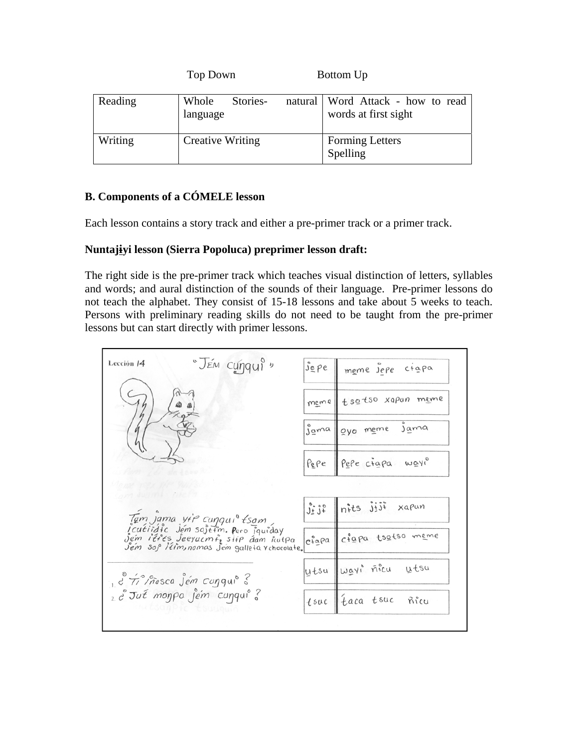| | Top Down | Bottom Up |
|---|---|---|
| Reading | Whole Stories- natural language | Word Attack - how to read words at first sight |
| Writing | Creative Writing | Forming Letters<br>Spelling |

**B. Components of a CÓMELE lesson**

Each lesson contains a story track and either a pre-primer track or a primer track.

**Nuntajɨyi lesson (Sierra Popoluca) preprimer lesson draft:**

The right side is the pre-primer track which teaches visual distinction of letters, syllables and words; and aural distinction of the sounds of their language. Pre-primer lessons do not teach the alphabet. They consist of 15-18 lessons and take about 5 weeks to teach. Persons with preliminary reading skills do not need to be taught from the pre-primer lessons but can start directly with primer lessons.

Lección 14 "Jém cúnqui°"

Tam jama yɨp cunqui° tsam icutiidic jém sojtɨm. Pero jquiday jém itɨs jeeyucmɨ, sɨp dam ñutpa jém soj° itɨm, nomas jém galleta y chocolate.

1. ¿Ti ñosca jém cunqui°?
2. ¿Jué monpa jém cunqui°?

| | |
|---|---|
| jepe | meme jepe ctapa |
| meme | tsotso xapun meme |
| jama | oyo meme jama |
| Pepe | Pepe ctapa wayi° |
| jɨjɨ | nɨts jɨjɨ xapun |
| ctapa | ctapa tsotso meme |
| utsu | wayi ñicu utsu |
| tsuc | taca tsuc ñicu |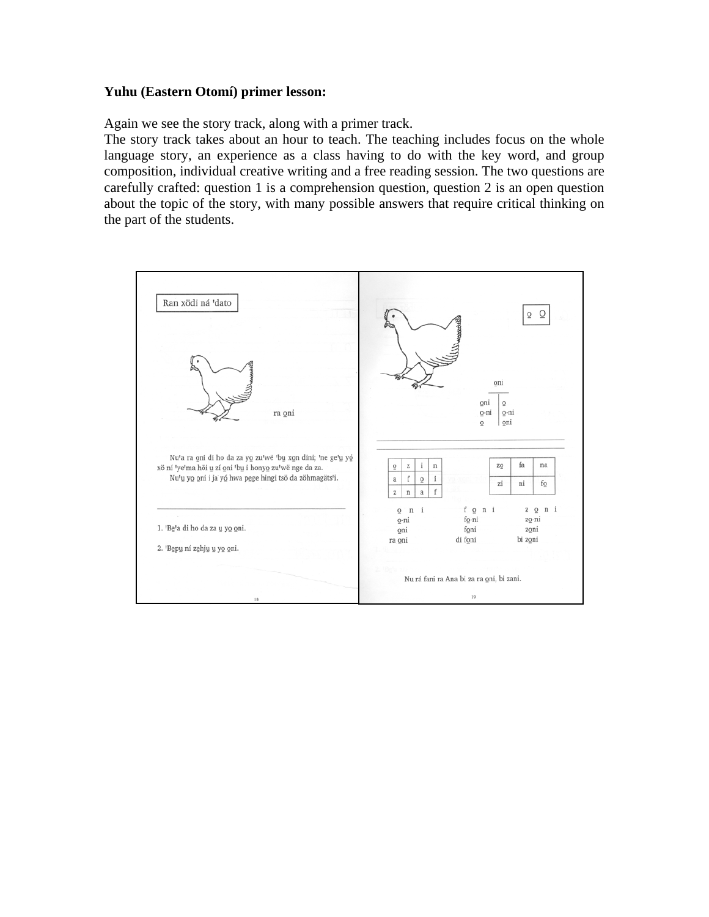**Yuhu (Eastern Otomí) primer lesson:**

Again we see the story track, along with a primer track.
The story track takes about an hour to teach. The teaching includes focus on the whole language story, an experience as a class having to do with the key word, and group composition, individual creative writing and a free reading session. The two questions are carefully crafted: question 1 is a comprehension question, question 2 is an open question about the topic of the story, with many possible answers that require critical thinking on the part of the students.

Ran xödi ná 'dato

ra o̲ni

Nu'a ra o̲ni di ho da za yo̲ zu'wë 'bu̲ xo̲n dini; 'ne ge'u̲ yó xö ní 'ye'ma höi u̲ zí o̲ni 'bu̲ i honyo̲ zu'wë nge da za.
Nu'u̲ yo̲ o̲ni i ja yó hwa pe̲ge hingi tsö da zöhmagäts'i.

1. 'Be̲'a di ho da za u̲ yo̲ o̲ni.

2. 'Be̲pu̲ ní ze̲hju̲ u̲ yo̲ o̲ni.

o̲ O̲

o̲ni

o̲ni | o̲
o̲-ni | o̲-ni
o̲ | o̲ni

| | | | |
|---|---|---|---|
| o̲ | z | i | n |
| a | f | o̲ | i |
| z | n | a | f |

| | | |
|---|---|---|
| zo̲ | fa | na |
| zi | ni | fo̲ |

o̲ n i
o̲-ni
o̲ni
ra o̲ni

f o̲ n i
fo̲-ni
fo̲ni
di fo̲ni

z o̲ n i
zo̲-ni
zo̲ni
bi zo̲ni

Nu rá fani ra Ana bi za ra o̲ni, bi zani.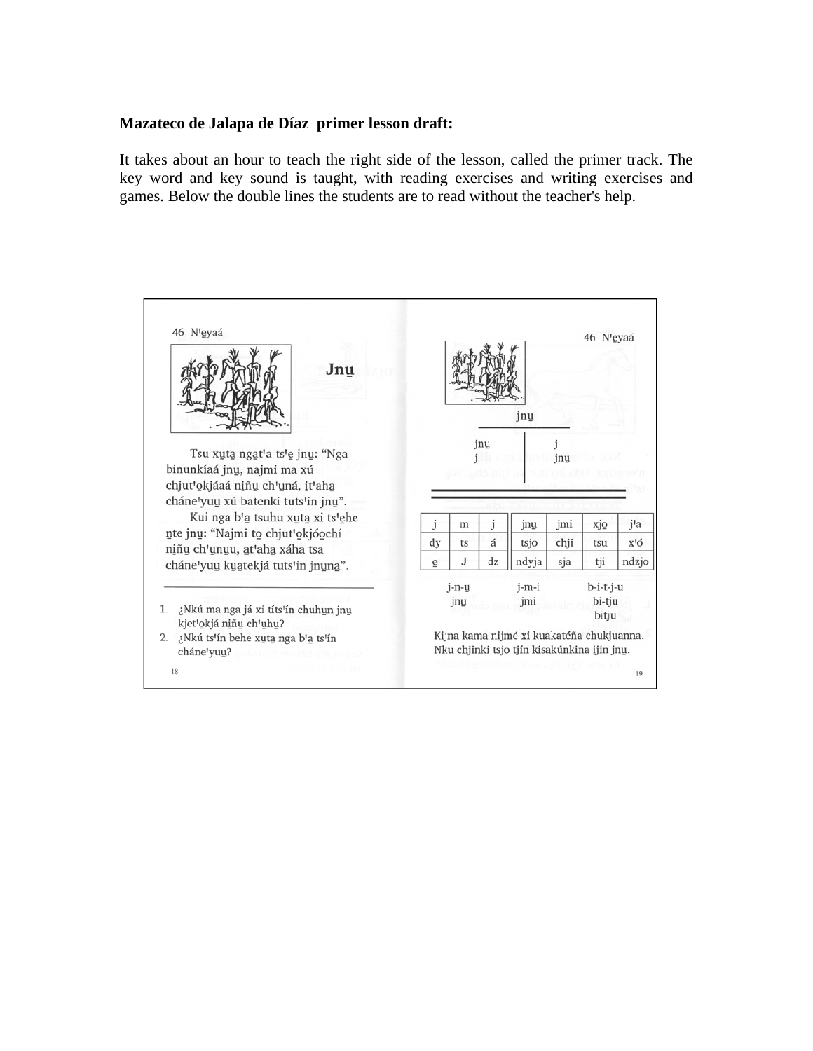**Mazateco de Jalapa de Díaz primer lesson draft:**

It takes about an hour to teach the right side of the lesson, called the primer track. The key word and key sound is taught, with reading exercises and writing exercises and games. Below the double lines the students are to read without the teacher's help.

46 Nꞌe̱yaá

## Jnu̱

Tsu xu̱ta̱ nga̱tꞌa tsꞌe̱ jnu̱: "Nga binunkíaá jnu̱, najmi ma xú chjutꞌo̱kjáaá ni̱ñu̱ chꞌu̱ná, i̱tꞌaha̱ cháneꞌyuu̱ xú batenki tutsꞌin jnu̱".

Kui nga bꞌa̱ tsuhu xu̱ta̱ xi tsꞌe̱he ṉte jnu̱: "Najmi to̱ chjutꞌo̱kjóo̱chí ni̱ñu̱ chꞌu̱nuu, a̱tꞌaha̱ xáha tsa cháneꞌyuu̱ ku̱atekjá tutsꞌin jnu̱na̱".

1. ¿Nkú ma nga já xi títsꞌín chuhu̱n jnu̱ kjetꞌo̱kjá ni̱ñu̱ chꞌu̱hu̱?
2. ¿Nkú tsꞌín behe xu̱ta̱ nga bꞌa̱ tsꞌín cháneꞌyuu̱?

46 Nꞌe̱yaá

jnu̱

jnu̱ | j
j | jnu̱

| | | | | | | |
|---|---|---|---|---|---|---|
| j | m | j | jnu̱ | jmi | xjo̱ | jꞌa |
| dy | ts | á | tsjo | chji | tsu | xꞌó |
| e̱ | J | dz | ndyja | sja | tji | ndzjo |

j-n-u̱ — jnu̱

j-m-i — jmi

b-i-t-j-u — bi-tju — bitju

Kijna kama ni̱jmé xi kuakatéña chukjuanna.
Nku chjinki tsjo tjín kisakúnkina i̱jin jnu̱.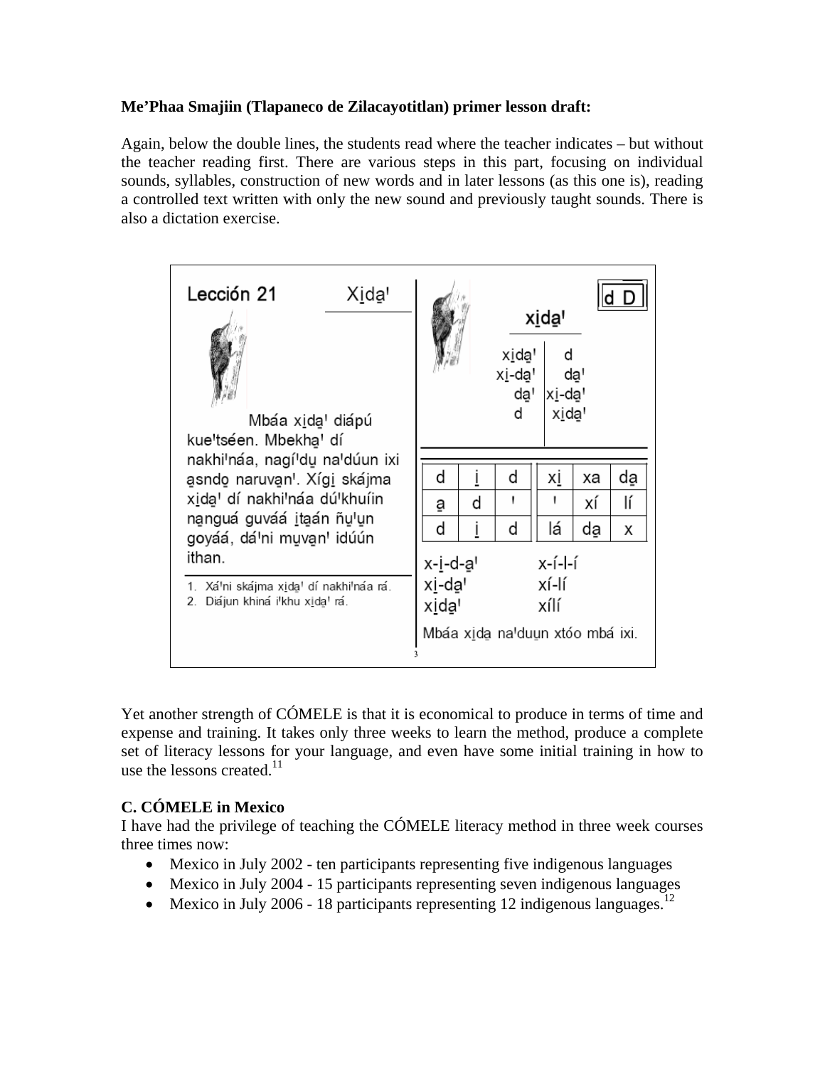**Me'Phaa Smajiin (Tlapaneco de Zilacayotitlan) primer lesson draft:**

Again, below the double lines, the students read where the teacher indicates – but without the teacher reading first. There are various steps in this part, focusing on individual sounds, syllables, construction of new words and in later lessons (as this one is), reading a controlled text written with only the new sound and previously taught sounds. There is also a dictation exercise.

Lección 21 Xi̱da̱'

Mbáa xi̱da̱' diápú kue'tséen. Mbekha̱' dí nakhi'náa, nagí'du̱ na'dúun ixi a̱sndo̱ naruva̱n'. Xígi̱ skájma xi̱da̱' dí nakhi'náa dú'khuíin na̱nguá guváá i̱ta̱án ñu̱'u̱n goyáá, dá'ni mu̱va̱n' idúún ithan.

1. Xá'ni skájma xi̱da̱' dí nakhi'náa rá.
2. Diájun khiná i'khu xi̱da̱' rá.

d D

xi̱da̱'

xi̱da̱' d
xi̱-da̱' da̱'
da̱' xi̱-da̱'
d xi̱da̱'

| | | | | | |
|---|---|---|---|---|---|
| d | i̱ | d | xi̱ | xa | da̱ |
| a̱ | d | ' | ' | xí | lí |
| d | i̱ | d | lá | da̱ | x |

x-i̱-d-a̱' x-í-l-í
xi̱-da̱' xí-lí
xi̱da̱' xílí

Mbáa xi̱da̱ na'duu̱n xtóo mbá ixi.

Yet another strength of CÓMELE is that it is economical to produce in terms of time and expense and training. It takes only three weeks to learn the method, produce a complete set of literacy lessons for your language, and even have some initial training in how to use the lessons created.[11]

**C. CÓMELE in Mexico**

I have had the privilege of teaching the CÓMELE literacy method in three week courses three times now:

- Mexico in July 2002 - ten participants representing five indigenous languages
- Mexico in July 2004 - 15 participants representing seven indigenous languages
- Mexico in July 2006 - 18 participants representing 12 indigenous languages.[12]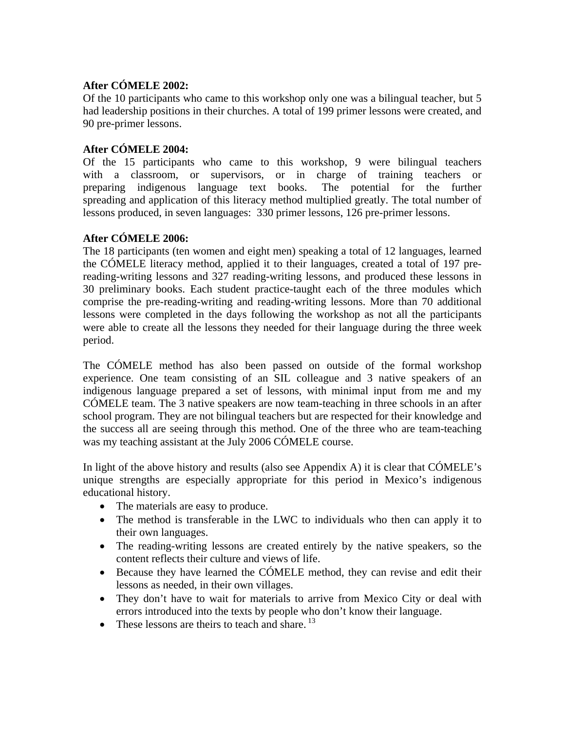**After CÓMELE 2002:**

Of the 10 participants who came to this workshop only one was a bilingual teacher, but 5 had leadership positions in their churches. A total of 199 primer lessons were created, and 90 pre-primer lessons.

**After CÓMELE 2004:**

Of the 15 participants who came to this workshop, 9 were bilingual teachers with a classroom, or supervisors, or in charge of training teachers or preparing indigenous language text books. The potential for the further spreading and application of this literacy method multiplied greatly. The total number of lessons produced, in seven languages: 330 primer lessons, 126 pre-primer lessons.

**After CÓMELE 2006:**

The 18 participants (ten women and eight men) speaking a total of 12 languages, learned the CÓMELE literacy method, applied it to their languages, created a total of 197 pre-reading-writing lessons and 327 reading-writing lessons, and produced these lessons in 30 preliminary books. Each student practice-taught each of the three modules which comprise the pre-reading-writing and reading-writing lessons. More than 70 additional lessons were completed in the days following the workshop as not all the participants were able to create all the lessons they needed for their language during the three week period.

The CÓMELE method has also been passed on outside of the formal workshop experience. One team consisting of an SIL colleague and 3 native speakers of an indigenous language prepared a set of lessons, with minimal input from me and my CÓMELE team. The 3 native speakers are now team-teaching in three schools in an after school program. They are not bilingual teachers but are respected for their knowledge and the success all are seeing through this method. One of the three who are team-teaching was my teaching assistant at the July 2006 CÓMELE course.

In light of the above history and results (also see Appendix A) it is clear that CÓMELE's unique strengths are especially appropriate for this period in Mexico's indigenous educational history.

- The materials are easy to produce.
- The method is transferable in the LWC to individuals who then can apply it to their own languages.
- The reading-writing lessons are created entirely by the native speakers, so the content reflects their culture and views of life.
- Because they have learned the CÓMELE method, they can revise and edit their lessons as needed, in their own villages.
- They don't have to wait for materials to arrive from Mexico City or deal with errors introduced into the texts by people who don't know their language.
- These lessons are theirs to teach and share. [13]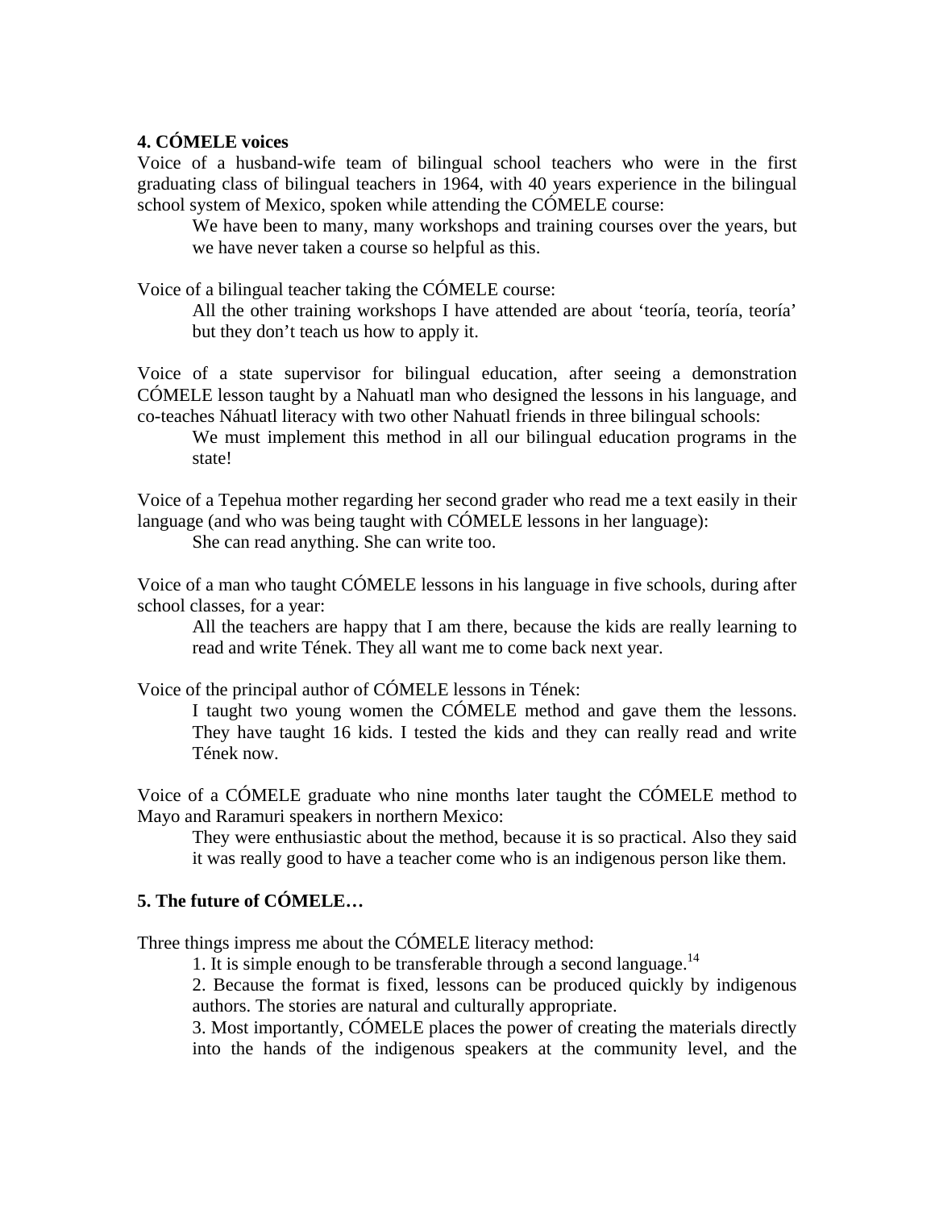**4. CÓMELE voices**

Voice of a husband-wife team of bilingual school teachers who were in the first graduating class of bilingual teachers in 1964, with 40 years experience in the bilingual school system of Mexico, spoken while attending the CÓMELE course:

> We have been to many, many workshops and training courses over the years, but we have never taken a course so helpful as this.

Voice of a bilingual teacher taking the CÓMELE course:

> All the other training workshops I have attended are about 'teoría, teoría, teoría' but they don't teach us how to apply it.

Voice of a state supervisor for bilingual education, after seeing a demonstration CÓMELE lesson taught by a Nahuatl man who designed the lessons in his language, and co-teaches Náhuatl literacy with two other Nahuatl friends in three bilingual schools:

> We must implement this method in all our bilingual education programs in the state!

Voice of a Tepehua mother regarding her second grader who read me a text easily in their language (and who was being taught with CÓMELE lessons in her language):

> She can read anything. She can write too.

Voice of a man who taught CÓMELE lessons in his language in five schools, during after school classes, for a year:

> All the teachers are happy that I am there, because the kids are really learning to read and write Tének. They all want me to come back next year.

Voice of the principal author of CÓMELE lessons in Tének:

> I taught two young women the CÓMELE method and gave them the lessons. They have taught 16 kids. I tested the kids and they can really read and write Tének now.

Voice of a CÓMELE graduate who nine months later taught the CÓMELE method to Mayo and Raramuri speakers in northern Mexico:

> They were enthusiastic about the method, because it is so practical. Also they said it was really good to have a teacher come who is an indigenous person like them.

**5. The future of CÓMELE…**

Three things impress me about the CÓMELE literacy method:

1. It is simple enough to be transferable through a second language.[14]
2. Because the format is fixed, lessons can be produced quickly by indigenous authors. The stories are natural and culturally appropriate.
3. Most importantly, CÓMELE places the power of creating the materials directly into the hands of the indigenous speakers at the community level, and the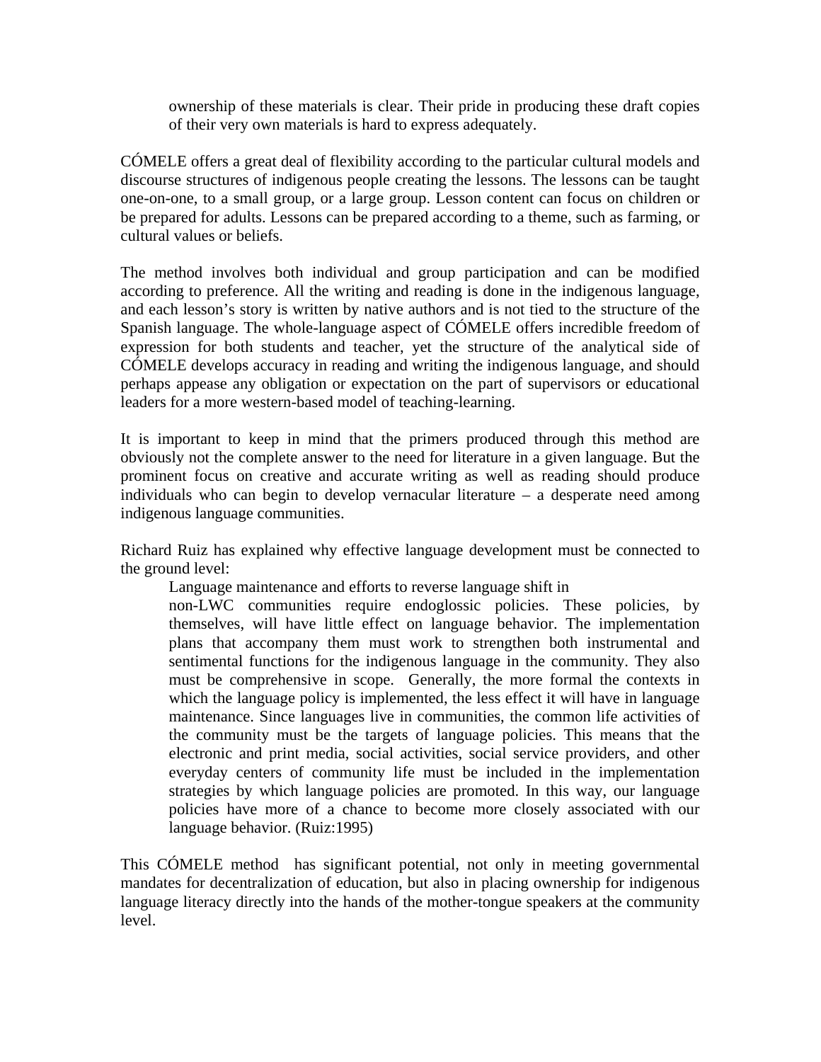> ownership of these materials is clear. Their pride in producing these draft copies of their very own materials is hard to express adequately.

CÓMELE offers a great deal of flexibility according to the particular cultural models and discourse structures of indigenous people creating the lessons. The lessons can be taught one-on-one, to a small group, or a large group. Lesson content can focus on children or be prepared for adults. Lessons can be prepared according to a theme, such as farming, or cultural values or beliefs.

The method involves both individual and group participation and can be modified according to preference. All the writing and reading is done in the indigenous language, and each lesson's story is written by native authors and is not tied to the structure of the Spanish language. The whole-language aspect of CÓMELE offers incredible freedom of expression for both students and teacher, yet the structure of the analytical side of CÓMELE develops accuracy in reading and writing the indigenous language, and should perhaps appease any obligation or expectation on the part of supervisors or educational leaders for a more western-based model of teaching-learning.

It is important to keep in mind that the primers produced through this method are obviously not the complete answer to the need for literature in a given language. But the prominent focus on creative and accurate writing as well as reading should produce individuals who can begin to develop vernacular literature – a desperate need among indigenous language communities.

Richard Ruiz has explained why effective language development must be connected to the ground level:

> Language maintenance and efforts to reverse language shift in non-LWC communities require endoglossic policies. These policies, by themselves, will have little effect on language behavior. The implementation plans that accompany them must work to strengthen both instrumental and sentimental functions for the indigenous language in the community. They also must be comprehensive in scope. Generally, the more formal the contexts in which the language policy is implemented, the less effect it will have in language maintenance. Since languages live in communities, the common life activities of the community must be the targets of language policies. This means that the electronic and print media, social activities, social service providers, and other everyday centers of community life must be included in the implementation strategies by which language policies are promoted. In this way, our language policies have more of a chance to become more closely associated with our language behavior. (Ruiz:1995)

This CÓMELE method has significant potential, not only in meeting governmental mandates for decentralization of education, but also in placing ownership for indigenous language literacy directly into the hands of the mother-tongue speakers at the community level.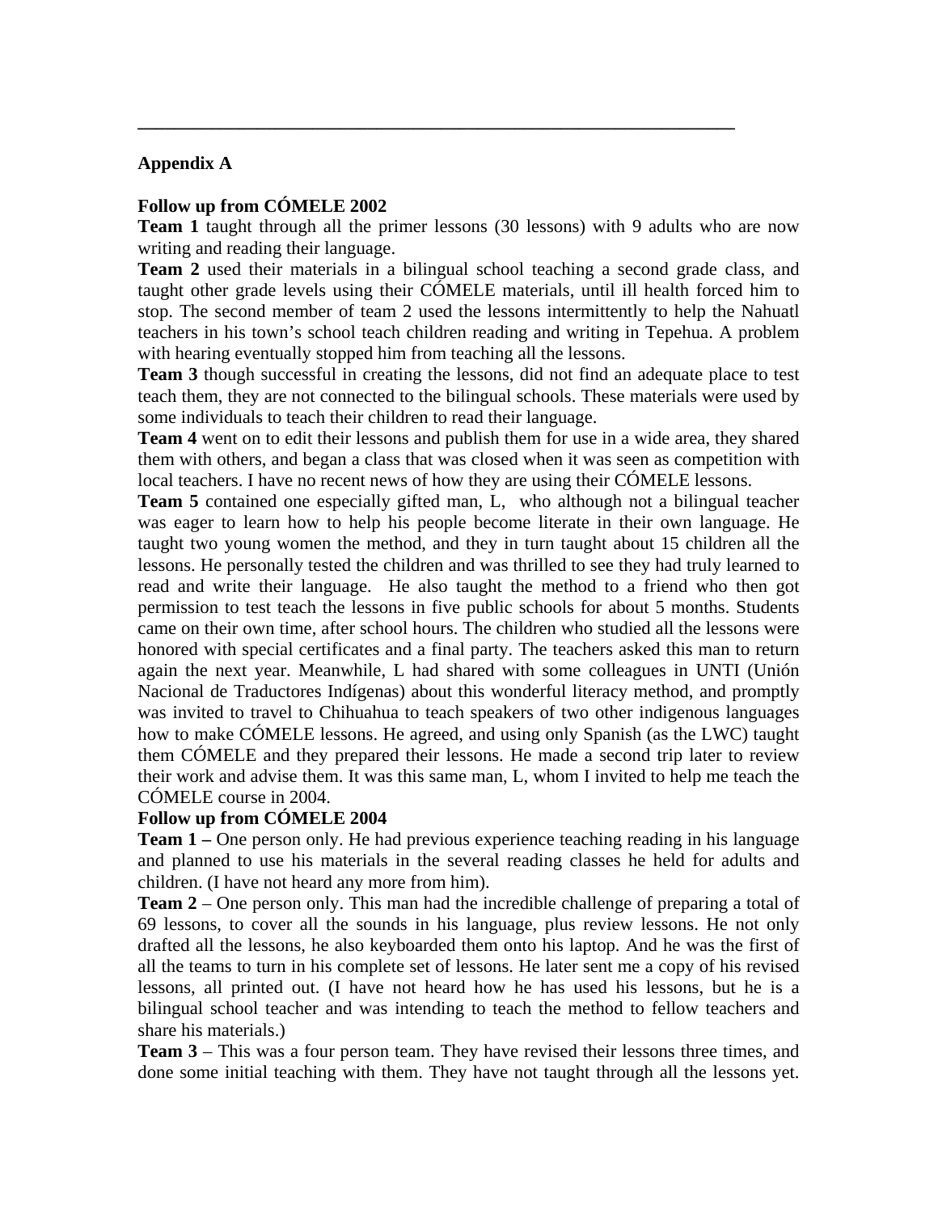---

## Appendix A

### Follow up from CÓMELE 2002

**Team 1** taught through all the primer lessons (30 lessons) with 9 adults who are now writing and reading their language.

**Team 2** used their materials in a bilingual school teaching a second grade class, and taught other grade levels using their CÓMELE materials, until ill health forced him to stop. The second member of team 2 used the lessons intermittently to help the Nahuatl teachers in his town's school teach children reading and writing in Tepehua. A problem with hearing eventually stopped him from teaching all the lessons.

**Team 3** though successful in creating the lessons, did not find an adequate place to test teach them, they are not connected to the bilingual schools. These materials were used by some individuals to teach their children to read their language.

**Team 4** went on to edit their lessons and publish them for use in a wide area, they shared them with others, and began a class that was closed when it was seen as competition with local teachers. I have no recent news of how they are using their CÓMELE lessons.

**Team 5** contained one especially gifted man, L, who although not a bilingual teacher was eager to learn how to help his people become literate in their own language. He taught two young women the method, and they in turn taught about 15 children all the lessons. He personally tested the children and was thrilled to see they had truly learned to read and write their language. He also taught the method to a friend who then got permission to test teach the lessons in five public schools for about 5 months. Students came on their own time, after school hours. The children who studied all the lessons were honored with special certificates and a final party. The teachers asked this man to return again the next year. Meanwhile, L had shared with some colleagues in UNTI (Unión Nacional de Traductores Indígenas) about this wonderful literacy method, and promptly was invited to travel to Chihuahua to teach speakers of two other indigenous languages how to make CÓMELE lessons. He agreed, and using only Spanish (as the LWC) taught them CÓMELE and they prepared their lessons. He made a second trip later to review their work and advise them. It was this same man, L, whom I invited to help me teach the CÓMELE course in 2004.

### Follow up from CÓMELE 2004

**Team 1 –** One person only. He had previous experience teaching reading in his language and planned to use his materials in the several reading classes he held for adults and children. (I have not heard any more from him).

**Team 2** – One person only. This man had the incredible challenge of preparing a total of 69 lessons, to cover all the sounds in his language, plus review lessons. He not only drafted all the lessons, he also keyboarded them onto his laptop. And he was the first of all the teams to turn in his complete set of lessons. He later sent me a copy of his revised lessons, all printed out. (I have not heard how he has used his lessons, but he is a bilingual school teacher and was intending to teach the method to fellow teachers and share his materials.)

**Team 3** – This was a four person team. They have revised their lessons three times, and done some initial teaching with them. They have not taught through all the lessons yet.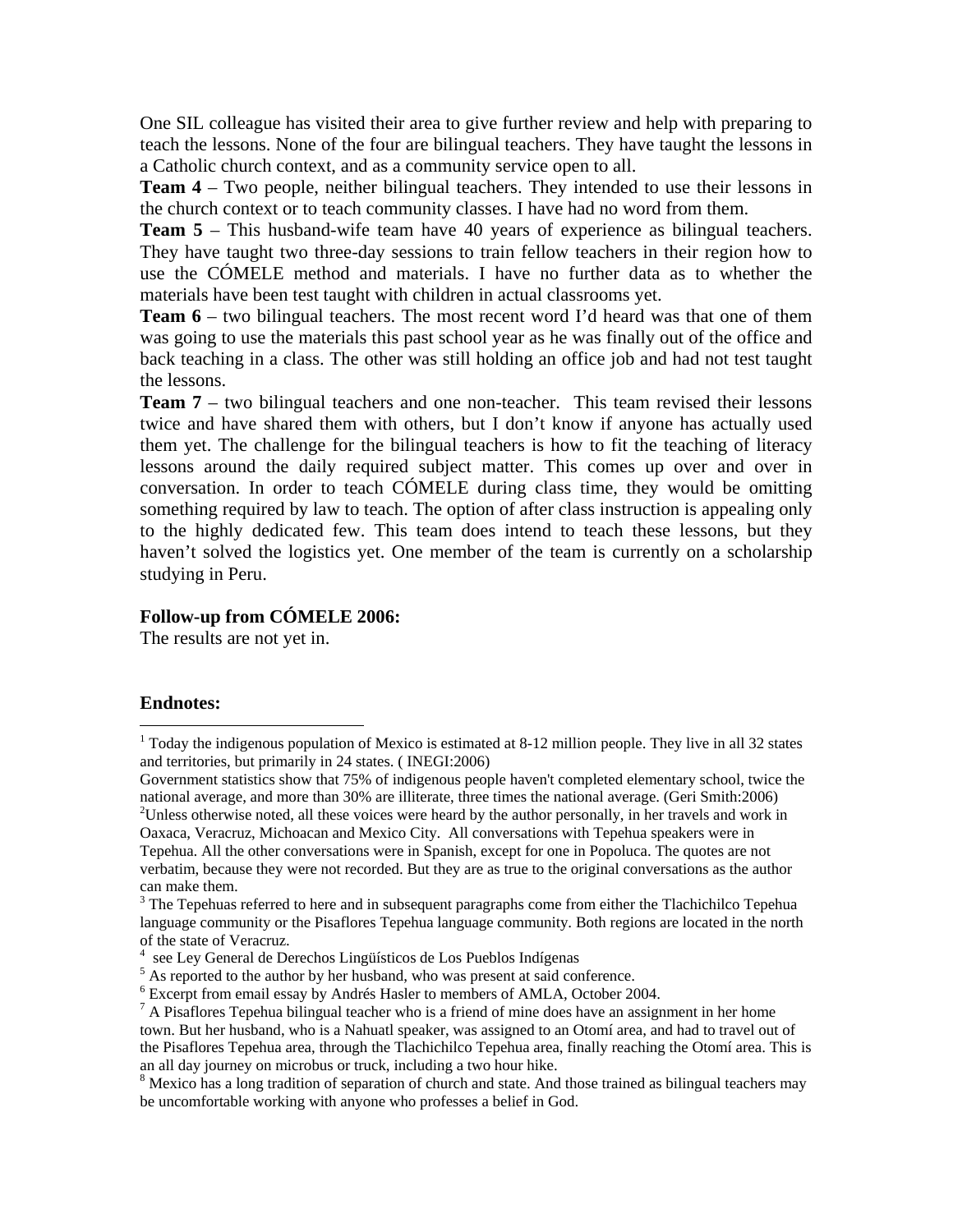One SIL colleague has visited their area to give further review and help with preparing to teach the lessons. None of the four are bilingual teachers. They have taught the lessons in a Catholic church context, and as a community service open to all.

**Team 4** – Two people, neither bilingual teachers. They intended to use their lessons in the church context or to teach community classes. I have had no word from them.

**Team 5** – This husband-wife team have 40 years of experience as bilingual teachers. They have taught two three-day sessions to train fellow teachers in their region how to use the CÓMELE method and materials. I have no further data as to whether the materials have been test taught with children in actual classrooms yet.

**Team 6** – two bilingual teachers. The most recent word I'd heard was that one of them was going to use the materials this past school year as he was finally out of the office and back teaching in a class. The other was still holding an office job and had not test taught the lessons.

**Team 7** – two bilingual teachers and one non-teacher. This team revised their lessons twice and have shared them with others, but I don't know if anyone has actually used them yet. The challenge for the bilingual teachers is how to fit the teaching of literacy lessons around the daily required subject matter. This comes up over and over in conversation. In order to teach CÓMELE during class time, they would be omitting something required by law to teach. The option of after class instruction is appealing only to the highly dedicated few. This team does intend to teach these lessons, but they haven't solved the logistics yet. One member of the team is currently on a scholarship studying in Peru.

**Follow-up from CÓMELE 2006:**

The results are not yet in.

**Endnotes:**

[1] Today the indigenous population of Mexico is estimated at 8-12 million people. They live in all 32 states and territories, but primarily in 24 states. ( INEGI:2006)

Government statistics show that 75% of indigenous people haven't completed elementary school, twice the national average, and more than 30% are illiterate, three times the national average. (Geri Smith:2006)

[2] Unless otherwise noted, all these voices were heard by the author personally, in her travels and work in Oaxaca, Veracruz, Michoacan and Mexico City. All conversations with Tepehua speakers were in Tepehua. All the other conversations were in Spanish, except for one in Popoluca. The quotes are not verbatim, because they were not recorded. But they are as true to the original conversations as the author can make them.

[3] The Tepehuas referred to here and in subsequent paragraphs come from either the Tlachichilco Tepehua language community or the Pisaflores Tepehua language community. Both regions are located in the north of the state of Veracruz.

[4] see Ley General de Derechos Lingüísticos de Los Pueblos Indígenas

[5] As reported to the author by her husband, who was present at said conference.

[6] Excerpt from email essay by Andrés Hasler to members of AMLA, October 2004.

[7] A Pisaflores Tepehua bilingual teacher who is a friend of mine does have an assignment in her home town. But her husband, who is a Nahuatl speaker, was assigned to an Otomí area, and had to travel out of the Pisaflores Tepehua area, through the Tlachichilco Tepehua area, finally reaching the Otomí area. This is an all day journey on microbus or truck, including a two hour hike.

[8] Mexico has a long tradition of separation of church and state. And those trained as bilingual teachers may be uncomfortable working with anyone who professes a belief in God.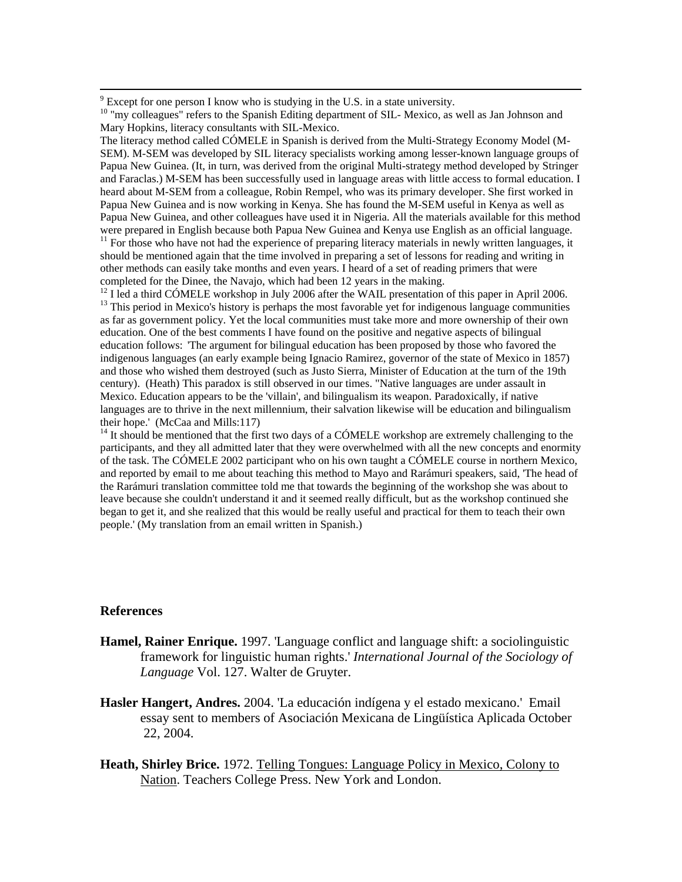[9] Except for one person I know who is studying in the U.S. in a state university.

[10] "my colleagues" refers to the Spanish Editing department of SIL- Mexico, as well as Jan Johnson and Mary Hopkins, literacy consultants with SIL-Mexico.

The literacy method called CÓMELE in Spanish is derived from the Multi-Strategy Economy Model (M-SEM). M-SEM was developed by SIL literacy specialists working among lesser-known language groups of Papua New Guinea. (It, in turn, was derived from the original Multi-strategy method developed by Stringer and Faraclas.) M-SEM has been successfully used in language areas with little access to formal education. I heard about M-SEM from a colleague, Robin Rempel, who was its primary developer. She first worked in Papua New Guinea and is now working in Kenya. She has found the M-SEM useful in Kenya as well as Papua New Guinea, and other colleagues have used it in Nigeria. All the materials available for this method were prepared in English because both Papua New Guinea and Kenya use English as an official language.

[11] For those who have not had the experience of preparing literacy materials in newly written languages, it should be mentioned again that the time involved in preparing a set of lessons for reading and writing in other methods can easily take months and even years. I heard of a set of reading primers that were completed for the Dinee, the Navajo, which had been 12 years in the making.

[12] I led a third CÓMELE workshop in July 2006 after the WAIL presentation of this paper in April 2006.

[13] This period in Mexico's history is perhaps the most favorable yet for indigenous language communities as far as government policy. Yet the local communities must take more and more ownership of their own education. One of the best comments I have found on the positive and negative aspects of bilingual education follows: 'The argument for bilingual education has been proposed by those who favored the indigenous languages (an early example being Ignacio Ramirez, governor of the state of Mexico in 1857) and those who wished them destroyed (such as Justo Sierra, Minister of Education at the turn of the 19th century). (Heath) This paradox is still observed in our times. "Native languages are under assault in Mexico. Education appears to be the 'villain', and bilingualism its weapon. Paradoxically, if native languages are to thrive in the next millennium, their salvation likewise will be education and bilingualism their hope.' (McCaa and Mills:117)

[14] It should be mentioned that the first two days of a CÓMELE workshop are extremely challenging to the participants, and they all admitted later that they were overwhelmed with all the new concepts and enormity of the task. The CÓMELE 2002 participant who on his own taught a CÓMELE course in northern Mexico, and reported by email to me about teaching this method to Mayo and Rarámuri speakers, said, 'The head of the Rarámuri translation committee told me that towards the beginning of the workshop she was about to leave because she couldn't understand it and it seemed really difficult, but as the workshop continued she began to get it, and she realized that this would be really useful and practical for them to teach their own people.' (My translation from an email written in Spanish.)

## References

**Hamel, Rainer Enrique.** 1997. 'Language conflict and language shift: a sociolinguistic framework for linguistic human rights.' *International Journal of the Sociology of Language* Vol. 127. Walter de Gruyter.

**Hasler Hangert, Andres.** 2004. 'La educación indígena y el estado mexicano.' Email essay sent to members of Asociación Mexicana de Lingüística Aplicada October 22, 2004.

**Heath, Shirley Brice.** 1972. Telling Tongues: Language Policy in Mexico, Colony to Nation. Teachers College Press. New York and London.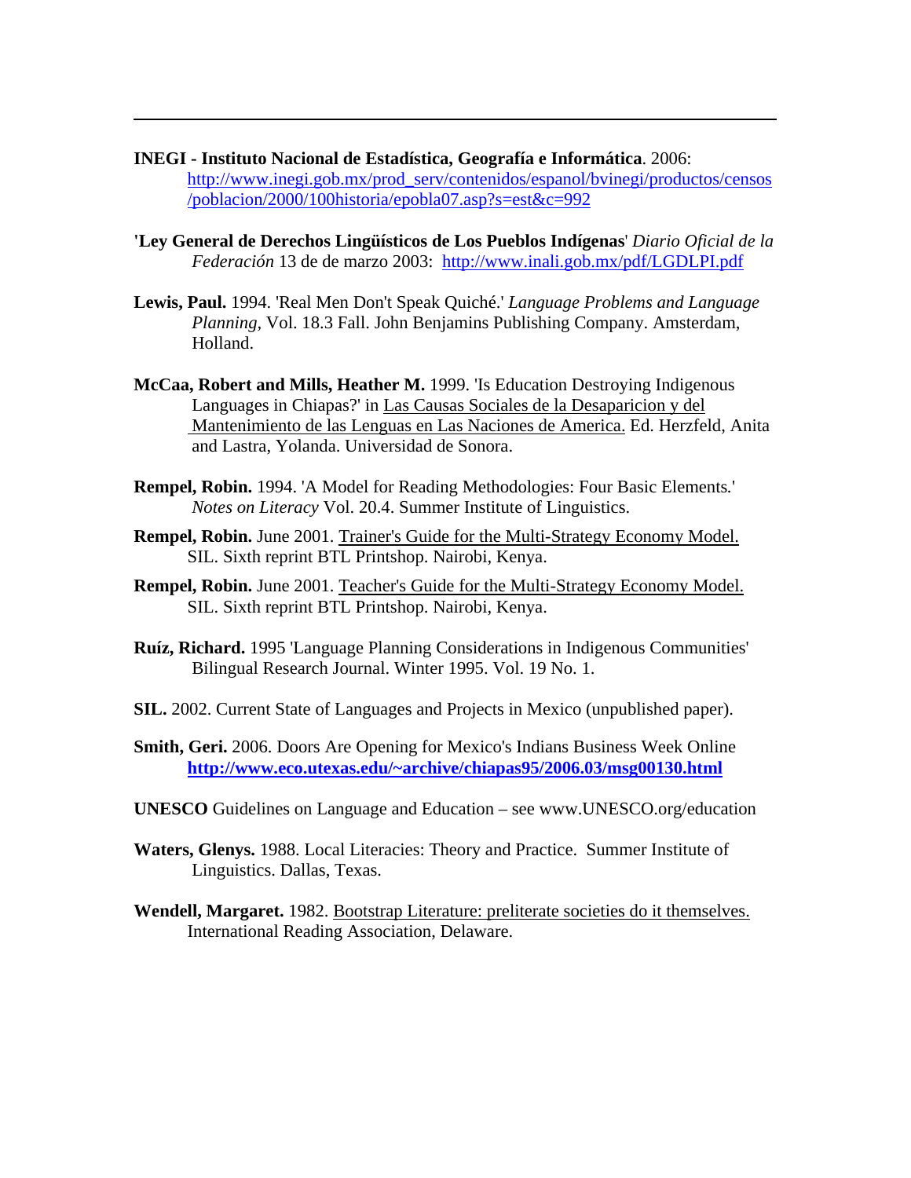**INEGI - Instituto Nacional de Estadística, Geografía e Informática**. 2006: http://www.inegi.gob.mx/prod_serv/contenidos/espanol/bvinegi/productos/censos/poblacion/2000/100historia/epobla07.asp?s=est&c=992

**'Ley General de Derechos Lingüísticos de Los Pueblos Indígenas**' *Diario Oficial de la Federación* 13 de de marzo 2003: http://www.inali.gob.mx/pdf/LGDLPI.pdf

**Lewis, Paul.** 1994. 'Real Men Don't Speak Quiché.' *Language Problems and Language Planning*, Vol. 18.3 Fall. John Benjamins Publishing Company. Amsterdam, Holland.

**McCaa, Robert and Mills, Heather M.** 1999. 'Is Education Destroying Indigenous Languages in Chiapas?' in Las Causas Sociales de la Desaparicion y del Mantenimiento de las Lenguas en Las Naciones de America. Ed. Herzfeld, Anita and Lastra, Yolanda. Universidad de Sonora.

**Rempel, Robin.** 1994. 'A Model for Reading Methodologies: Four Basic Elements.' *Notes on Literacy* Vol. 20.4. Summer Institute of Linguistics.

**Rempel, Robin.** June 2001. Trainer's Guide for the Multi-Strategy Economy Model. SIL. Sixth reprint BTL Printshop. Nairobi, Kenya.

**Rempel, Robin.** June 2001. Teacher's Guide for the Multi-Strategy Economy Model. SIL. Sixth reprint BTL Printshop. Nairobi, Kenya.

**Ruíz, Richard.** 1995 'Language Planning Considerations in Indigenous Communities' Bilingual Research Journal. Winter 1995. Vol. 19 No. 1.

**SIL.** 2002. Current State of Languages and Projects in Mexico (unpublished paper).

**Smith, Geri.** 2006. Doors Are Opening for Mexico's Indians Business Week Online **http://www.eco.utexas.edu/~archive/chiapas95/2006.03/msg00130.html**

**UNESCO** Guidelines on Language and Education – see www.UNESCO.org/education

**Waters, Glenys.** 1988. Local Literacies: Theory and Practice. Summer Institute of Linguistics. Dallas, Texas.

**Wendell, Margaret.** 1982. Bootstrap Literature: preliterate societies do it themselves. International Reading Association, Delaware.